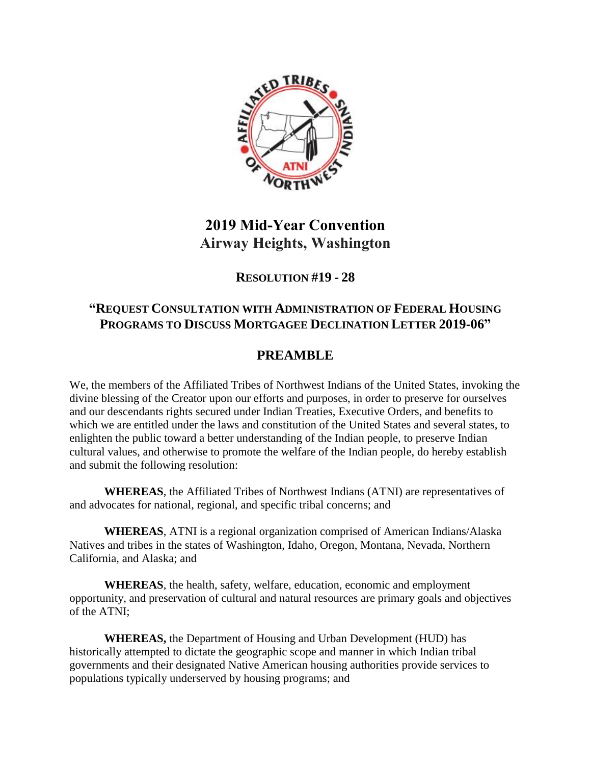# 2019 Mid-Year Convention
# Airway Heights, Washington

## RESOLUTION #19 - 28

## "REQUEST CONSULTATION WITH ADMINISTRATION OF FEDERAL HOUSING PROGRAMS TO DISCUSS MORTGAGEE DECLINATION LETTER 2019-06"

## PREAMBLE

We, the members of the Affiliated Tribes of Northwest Indians of the United States, invoking the divine blessing of the Creator upon our efforts and purposes, in order to preserve for ourselves and our descendants rights secured under Indian Treaties, Executive Orders, and benefits to which we are entitled under the laws and constitution of the United States and several states, to enlighten the public toward a better understanding of the Indian people, to preserve Indian cultural values, and otherwise to promote the welfare of the Indian people, do hereby establish and submit the following resolution:

**WHEREAS**, the Affiliated Tribes of Northwest Indians (ATNI) are representatives of and advocates for national, regional, and specific tribal concerns; and

**WHEREAS**, ATNI is a regional organization comprised of American Indians/Alaska Natives and tribes in the states of Washington, Idaho, Oregon, Montana, Nevada, Northern California, and Alaska; and

**WHEREAS**, the health, safety, welfare, education, economic and employment opportunity, and preservation of cultural and natural resources are primary goals and objectives of the ATNI;

**WHEREAS,** the Department of Housing and Urban Development (HUD) has historically attempted to dictate the geographic scope and manner in which Indian tribal governments and their designated Native American housing authorities provide services to populations typically underserved by housing programs; and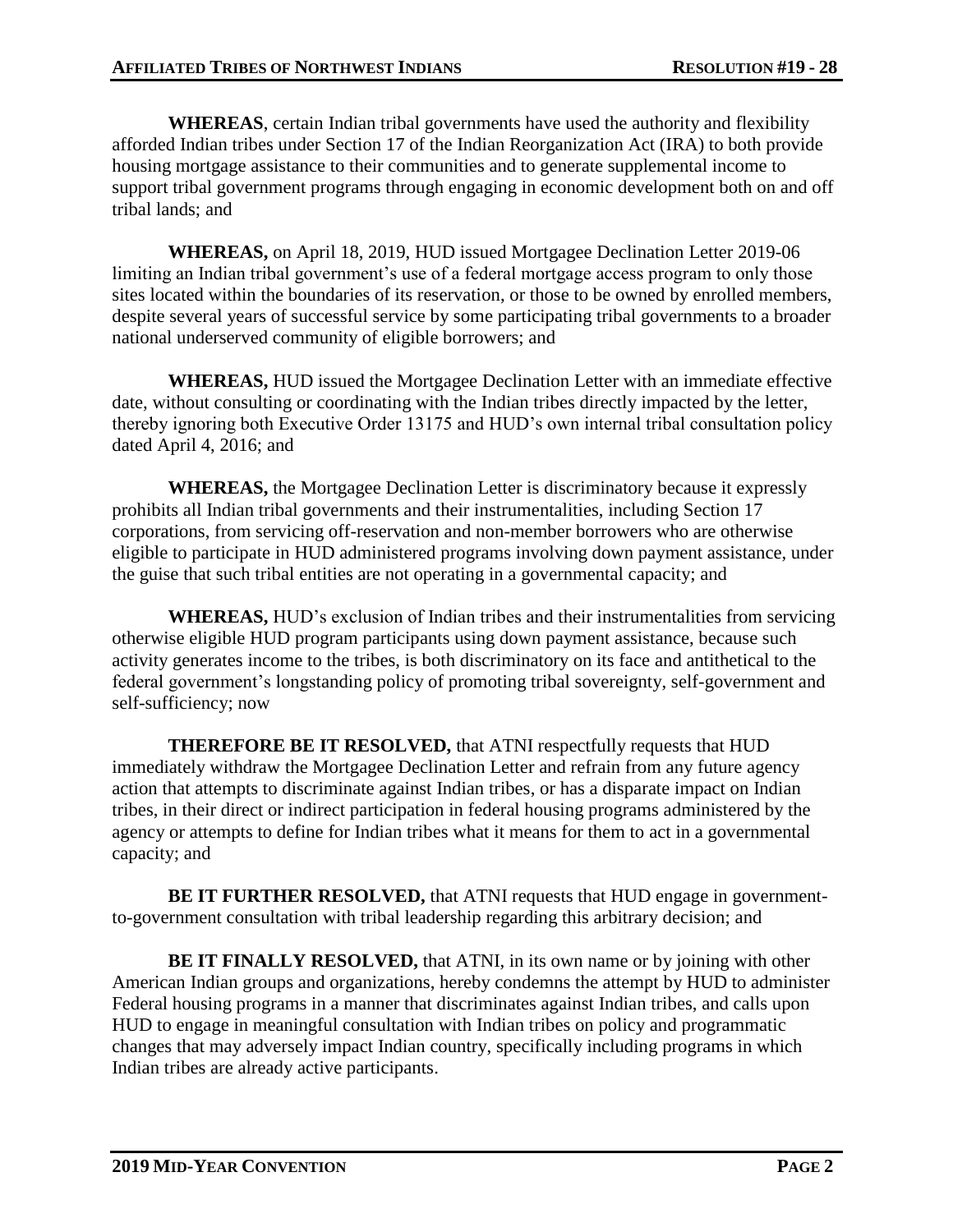**WHEREAS**, certain Indian tribal governments have used the authority and flexibility afforded Indian tribes under Section 17 of the Indian Reorganization Act (IRA) to both provide housing mortgage assistance to their communities and to generate supplemental income to support tribal government programs through engaging in economic development both on and off tribal lands; and

**WHEREAS,** on April 18, 2019, HUD issued Mortgagee Declination Letter 2019-06 limiting an Indian tribal government's use of a federal mortgage access program to only those sites located within the boundaries of its reservation, or those to be owned by enrolled members, despite several years of successful service by some participating tribal governments to a broader national underserved community of eligible borrowers; and

**WHEREAS,** HUD issued the Mortgagee Declination Letter with an immediate effective date, without consulting or coordinating with the Indian tribes directly impacted by the letter, thereby ignoring both Executive Order 13175 and HUD's own internal tribal consultation policy dated April 4, 2016; and

**WHEREAS,** the Mortgagee Declination Letter is discriminatory because it expressly prohibits all Indian tribal governments and their instrumentalities, including Section 17 corporations, from servicing off-reservation and non-member borrowers who are otherwise eligible to participate in HUD administered programs involving down payment assistance, under the guise that such tribal entities are not operating in a governmental capacity; and

**WHEREAS,** HUD's exclusion of Indian tribes and their instrumentalities from servicing otherwise eligible HUD program participants using down payment assistance, because such activity generates income to the tribes, is both discriminatory on its face and antithetical to the federal government's longstanding policy of promoting tribal sovereignty, self-government and self-sufficiency; now

**THEREFORE BE IT RESOLVED,** that ATNI respectfully requests that HUD immediately withdraw the Mortgagee Declination Letter and refrain from any future agency action that attempts to discriminate against Indian tribes, or has a disparate impact on Indian tribes, in their direct or indirect participation in federal housing programs administered by the agency or attempts to define for Indian tribes what it means for them to act in a governmental capacity; and

**BE IT FURTHER RESOLVED,** that ATNI requests that HUD engage in government-to-government consultation with tribal leadership regarding this arbitrary decision; and

**BE IT FINALLY RESOLVED,** that ATNI, in its own name or by joining with other American Indian groups and organizations, hereby condemns the attempt by HUD to administer Federal housing programs in a manner that discriminates against Indian tribes, and calls upon HUD to engage in meaningful consultation with Indian tribes on policy and programmatic changes that may adversely impact Indian country, specifically including programs in which Indian tribes are already active participants.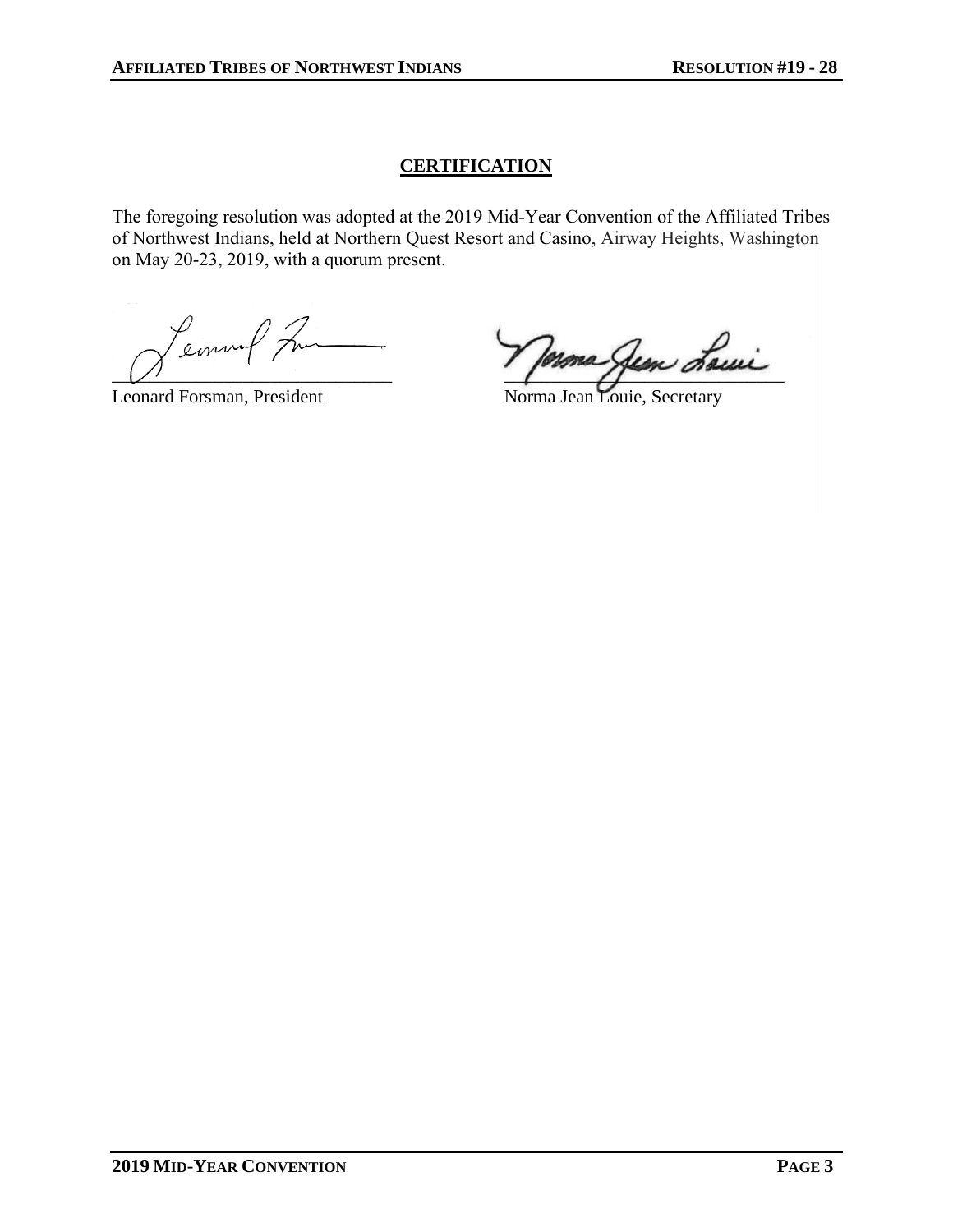## CERTIFICATION

The foregoing resolution was adopted at the 2019 Mid-Year Convention of the Affiliated Tribes of Northwest Indians, held at Northern Quest Resort and Casino, Airway Heights, Washington on May 20-23, 2019, with a quorum present.

Leonard Forsman, President

Norma Jean Louie, Secretary